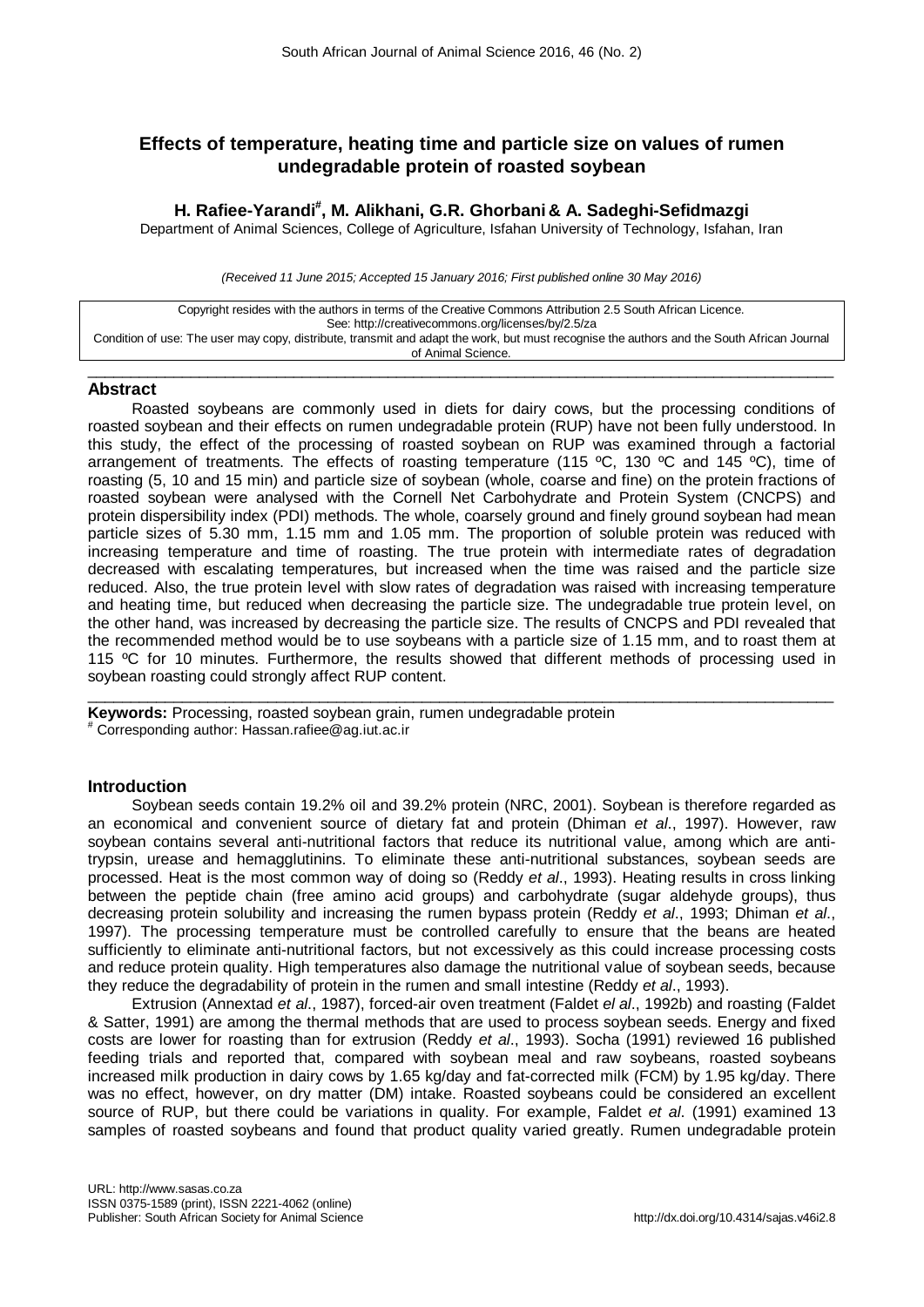# Effects of temperature, heating time and particle size on values of rumen undegradable protein of roasted soybean

**H. Rafiee-Yarandi[#], M. Alikhani, G.R. Ghorbani & A. Sadeghi-Sefidmazgi**

Department of Animal Sciences, College of Agriculture, Isfahan University of Technology, Isfahan, Iran

*(Received 11 June 2015; Accepted 15 January 2016; First published online 30 May 2016)*

Copyright resides with the authors in terms of the Creative Commons Attribution 2.5 South African Licence.
See: http://creativecommons.org/licenses/by/2.5/za
Condition of use: The user may copy, distribute, transmit and adapt the work, but must recognise the authors and the South African Journal of Animal Science.

## Abstract

Roasted soybeans are commonly used in diets for dairy cows, but the processing conditions of roasted soybean and their effects on rumen undegradable protein (RUP) have not been fully understood. In this study, the effect of the processing of roasted soybean on RUP was examined through a factorial arrangement of treatments. The effects of roasting temperature (115 ºC, 130 ºC and 145 ºC), time of roasting (5, 10 and 15 min) and particle size of soybean (whole, coarse and fine) on the protein fractions of roasted soybean were analysed with the Cornell Net Carbohydrate and Protein System (CNCPS) and protein dispersibility index (PDI) methods. The whole, coarsely ground and finely ground soybean had mean particle sizes of 5.30 mm, 1.15 mm and 1.05 mm. The proportion of soluble protein was reduced with increasing temperature and time of roasting. The true protein with intermediate rates of degradation decreased with escalating temperatures, but increased when the time was raised and the particle size reduced. Also, the true protein level with slow rates of degradation was raised with increasing temperature and heating time, but reduced when decreasing the particle size. The undegradable true protein level, on the other hand, was increased by decreasing the particle size. The results of CNCPS and PDI revealed that the recommended method would be to use soybeans with a particle size of 1.15 mm, and to roast them at 115 ºC for 10 minutes. Furthermore, the results showed that different methods of processing used in soybean roasting could strongly affect RUP content.

**Keywords:** Processing, roasted soybean grain, rumen undegradable protein

[#] Corresponding author: Hassan.rafiee@ag.iut.ac.ir

## Introduction

Soybean seeds contain 19.2% oil and 39.2% protein (NRC, 2001). Soybean is therefore regarded as an economical and convenient source of dietary fat and protein (Dhiman *et al*., 1997). However, raw soybean contains several anti-nutritional factors that reduce its nutritional value, among which are anti-trypsin, urease and hemagglutinins. To eliminate these anti-nutritional substances, soybean seeds are processed. Heat is the most common way of doing so (Reddy *et al*., 1993). Heating results in cross linking between the peptide chain (free amino acid groups) and carbohydrate (sugar aldehyde groups), thus decreasing protein solubility and increasing the rumen bypass protein (Reddy *et al*., 1993; Dhiman *et al*., 1997). The processing temperature must be controlled carefully to ensure that the beans are heated sufficiently to eliminate anti-nutritional factors, but not excessively as this could increase processing costs and reduce protein quality. High temperatures also damage the nutritional value of soybean seeds, because they reduce the degradability of protein in the rumen and small intestine (Reddy *et al*., 1993).

Extrusion (Annextad *et al*., 1987), forced-air oven treatment (Faldet *el al*., 1992b) and roasting (Faldet & Satter, 1991) are among the thermal methods that are used to process soybean seeds. Energy and fixed costs are lower for roasting than for extrusion (Reddy *et al*., 1993). Socha (1991) reviewed 16 published feeding trials and reported that, compared with soybean meal and raw soybeans, roasted soybeans increased milk production in dairy cows by 1.65 kg/day and fat-corrected milk (FCM) by 1.95 kg/day. There was no effect, however, on dry matter (DM) intake. Roasted soybeans could be considered an excellent source of RUP, but there could be variations in quality. For example, Faldet *et al*. (1991) examined 13 samples of roasted soybeans and found that product quality varied greatly. Rumen undegradable protein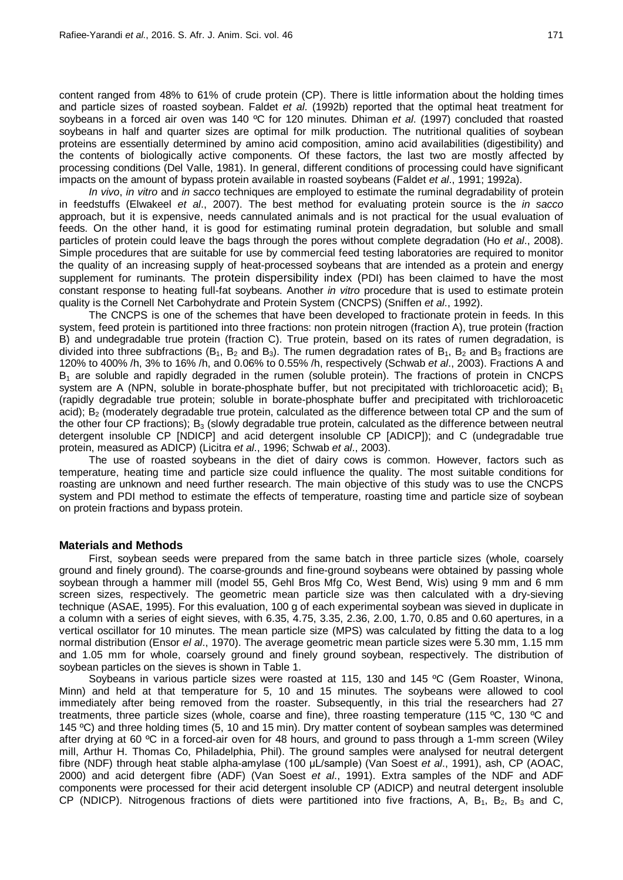content ranged from 48% to 61% of crude protein (CP). There is little information about the holding times and particle sizes of roasted soybean. Faldet *et al*. (1992b) reported that the optimal heat treatment for soybeans in a forced air oven was 140 ºC for 120 minutes. Dhiman *et al*. (1997) concluded that roasted soybeans in half and quarter sizes are optimal for milk production. The nutritional qualities of soybean proteins are essentially determined by amino acid composition, amino acid availabilities (digestibility) and the contents of biologically active components. Of these factors, the last two are mostly affected by processing conditions (Del Valle, 1981). In general, different conditions of processing could have significant impacts on the amount of bypass protein available in roasted soybeans (Faldet *et al*., 1991; 1992a).

*In vivo*, *in vitro* and *in sacco* techniques are employed to estimate the ruminal degradability of protein in feedstuffs (Elwakeel *et al*., 2007). The best method for evaluating protein source is the *in sacco* approach, but it is expensive, needs cannulated animals and is not practical for the usual evaluation of feeds. On the other hand, it is good for estimating ruminal protein degradation, but soluble and small particles of protein could leave the bags through the pores without complete degradation (Ho *et al*., 2008). Simple procedures that are suitable for use by commercial feed testing laboratories are required to monitor the quality of an increasing supply of heat-processed soybeans that are intended as a protein and energy supplement for ruminants. The protein dispersibility index (PDI) has been claimed to have the most constant response to heating full-fat soybeans. Another *in vitro* procedure that is used to estimate protein quality is the Cornell Net Carbohydrate and Protein System (CNCPS) (Sniffen *et al*., 1992).

The CNCPS is one of the schemes that have been developed to fractionate protein in feeds. In this system, feed protein is partitioned into three fractions: non protein nitrogen (fraction A), true protein (fraction B) and undegradable true protein (fraction C). True protein, based on its rates of rumen degradation, is divided into three subfractions ($B_1$, $B_2$ and $B_3$). The rumen degradation rates of $B_1$, $B_2$ and $B_3$ fractions are 120% to 400% /h, 3% to 16% /h, and 0.06% to 0.55% /h, respectively (Schwab *et al*., 2003). Fractions A and $B_1$ are soluble and rapidly degraded in the rumen (soluble protein). The fractions of protein in CNCPS system are A (NPN, soluble in borate-phosphate buffer, but not precipitated with trichloroacetic acid); $B_1$ (rapidly degradable true protein; soluble in borate-phosphate buffer and precipitated with trichloroacetic acid); $B_2$ (moderately degradable true protein, calculated as the difference between total CP and the sum of the other four CP fractions); $B_3$ (slowly degradable true protein, calculated as the difference between neutral detergent insoluble CP [NDICP] and acid detergent insoluble CP [ADICP]); and C (undegradable true protein, measured as ADICP) (Licitra *et al*., 1996; Schwab *et al*., 2003).

The use of roasted soybeans in the diet of dairy cows is common. However, factors such as temperature, heating time and particle size could influence the quality. The most suitable conditions for roasting are unknown and need further research. The main objective of this study was to use the CNCPS system and PDI method to estimate the effects of temperature, roasting time and particle size of soybean on protein fractions and bypass protein.

## Materials and Methods

First, soybean seeds were prepared from the same batch in three particle sizes (whole, coarsely ground and finely ground). The coarse-grounds and fine-ground soybeans were obtained by passing whole soybean through a hammer mill (model 55, Gehl Bros Mfg Co, West Bend, Wis) using 9 mm and 6 mm screen sizes, respectively. The geometric mean particle size was then calculated with a dry-sieving technique (ASAE, 1995). For this evaluation, 100 g of each experimental soybean was sieved in duplicate in a column with a series of eight sieves, with 6.35, 4.75, 3.35, 2.36, 2.00, 1.70, 0.85 and 0.60 apertures, in a vertical oscillator for 10 minutes. The mean particle size (MPS) was calculated by fitting the data to a log normal distribution (Ensor *el al*., 1970). The average geometric mean particle sizes were 5.30 mm, 1.15 mm and 1.05 mm for whole, coarsely ground and finely ground soybean, respectively. The distribution of soybean particles on the sieves is shown in Table 1.

Soybeans in various particle sizes were roasted at 115, 130 and 145 ºC (Gem Roaster, Winona, Minn) and held at that temperature for 5, 10 and 15 minutes. The soybeans were allowed to cool immediately after being removed from the roaster. Subsequently, in this trial the researchers had 27 treatments, three particle sizes (whole, coarse and fine), three roasting temperature (115 ºC, 130 ºC and 145 ºC) and three holding times (5, 10 and 15 min). Dry matter content of soybean samples was determined after drying at 60 ºC in a forced-air oven for 48 hours, and ground to pass through a 1-mm screen (Wiley mill, Arthur H. Thomas Co, Philadelphia, Phil). The ground samples were analysed for neutral detergent fibre (NDF) through heat stable alpha-amylase (100 µL/sample) (Van Soest *et al*., 1991), ash, CP (AOAC, 2000) and acid detergent fibre (ADF) (Van Soest *et al*., 1991). Extra samples of the NDF and ADF components were processed for their acid detergent insoluble CP (ADICP) and neutral detergent insoluble CP (NDICP). Nitrogenous fractions of diets were partitioned into five fractions, A, $B_1$, $B_2$, $B_3$ and C,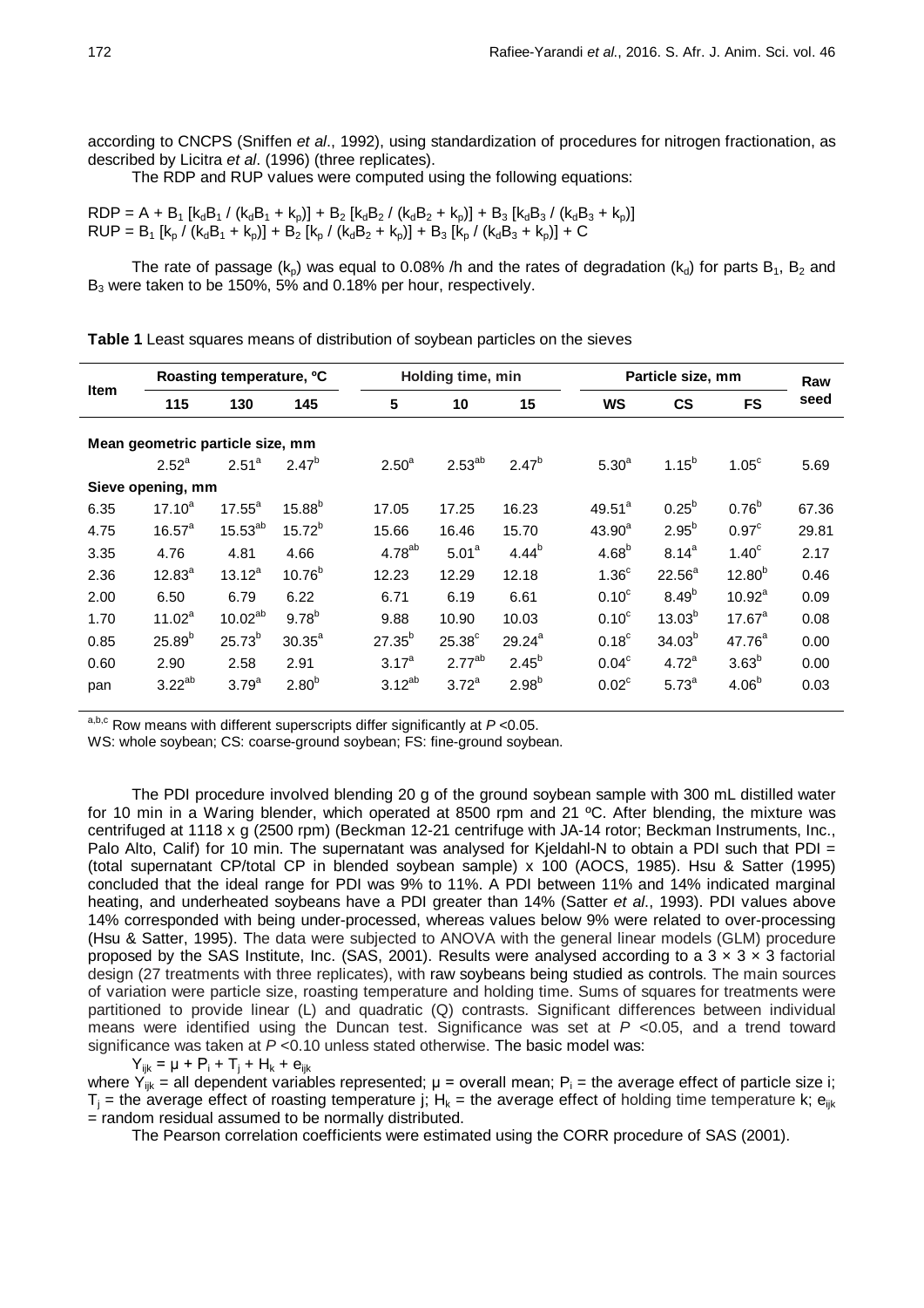according to CNCPS (Sniffen *et al*., 1992), using standardization of procedures for nitrogen fractionation, as described by Licitra *et al*. (1996) (three replicates).

The RDP and RUP values were computed using the following equations:

$$RDP = A + B_1 [k_dB_1 / (k_dB_1 + k_p)] + B_2 [k_dB_2 / (k_dB_2 + k_p)] + B_3 [k_dB_3 / (k_dB_3 + k_p)]$$
$$RUP = B_1 [k_p / (k_dB_1 + k_p)] + B_2 [k_p / (k_dB_2 + k_p)] + B_3 [k_p / (k_dB_3 + k_p)] + C$$

The rate of passage ($k_p$) was equal to 0.08% /h and the rates of degradation ($k_d$) for parts $B_1$, $B_2$ and $B_3$ were taken to be 150%, 5% and 0.18% per hour, respectively.

**Table 1** Least squares means of distribution of soybean particles on the sieves

| Item | Roasting temperature, ºC | | | Holding time, min | | | Particle size, mm | | | Raw seed |
|---|---|---|---|---|---|---|---|---|---|---|
| | 115 | 130 | 145 | 5 | 10 | 15 | WS | CS | FS | |
| **Mean geometric particle size, mm** | | | | | | | | | | |
| | 2.52[a] | 2.51[a] | 2.47[b] | 2.50[a] | 2.53[ab] | 2.47[b] | 5.30[a] | 1.15[b] | 1.05[c] | 5.69 |
| **Sieve opening, mm** | | | | | | | | | | |
| 6.35 | 17.10[a] | 17.55[a] | 15.88[b] | 17.05 | 17.25 | 16.23 | 49.51[a] | 0.25[b] | 0.76[b] | 67.36 |
| 4.75 | 16.57[a] | 15.53[ab] | 15.72[b] | 15.66 | 16.46 | 15.70 | 43.90[a] | 2.95[b] | 0.97[c] | 29.81 |
| 3.35 | 4.76 | 4.81 | 4.66 | 4.78[ab] | 5.01[a] | 4.44[b] | 4.68[b] | 8.14[a] | 1.40[c] | 2.17 |
| 2.36 | 12.83[a] | 13.12[a] | 10.76[b] | 12.23 | 12.29 | 12.18 | 1.36[c] | 22.56[a] | 12.80[b] | 0.46 |
| 2.00 | 6.50 | 6.79 | 6.22 | 6.71 | 6.19 | 6.61 | 0.10[c] | 8.49[b] | 10.92[a] | 0.09 |
| 1.70 | 11.02[a] | 10.02[ab] | 9.78[b] | 9.88 | 10.90 | 10.03 | 0.10[c] | 13.03[b] | 17.67[a] | 0.08 |
| 0.85 | 25.89[b] | 25.73[b] | 30.35[a] | 27.35[b] | 25.38[c] | 29.24[a] | 0.18[c] | 34.03[b] | 47.76[a] | 0.00 |
| 0.60 | 2.90 | 2.58 | 2.91 | 3.17[a] | 2.77[ab] | 2.45[b] | 0.04[c] | 4.72[a] | 3.63[b] | 0.00 |
| pan | 3.22[ab] | 3.79[a] | 2.80[b] | 3.12[ab] | 3.72[a] | 2.98[b] | 0.02[c] | 5.73[a] | 4.06[b] | 0.03 |

[a,b,c] Row means with different superscripts differ significantly at $P$ <0.05.

WS: whole soybean; CS: coarse-ground soybean; FS: fine-ground soybean.

The PDI procedure involved blending 20 g of the ground soybean sample with 300 mL distilled water for 10 min in a Waring blender, which operated at 8500 rpm and 21 ºC. After blending, the mixture was centrifuged at 1118 x g (2500 rpm) (Beckman 12-21 centrifuge with JA-14 rotor; Beckman Instruments, Inc., Palo Alto, Calif) for 10 min. The supernatant was analysed for Kjeldahl-N to obtain a PDI such that PDI = (total supernatant CP/total CP in blended soybean sample) x 100 (AOCS, 1985). Hsu & Satter (1995) concluded that the ideal range for PDI was 9% to 11%. A PDI between 11% and 14% indicated marginal heating, and underheated soybeans have a PDI greater than 14% (Satter *et al*., 1993). PDI values above 14% corresponded with being under-processed, whereas values below 9% were related to over-processing (Hsu & Satter, 1995). The data were subjected to ANOVA with the general linear models (GLM) procedure proposed by the SAS Institute, Inc. (SAS, 2001). Results were analysed according to a 3 × 3 × 3 factorial design (27 treatments with three replicates), with raw soybeans being studied as controls. The main sources of variation were particle size, roasting temperature and holding time. Sums of squares for treatments were partitioned to provide linear (L) and quadratic (Q) contrasts. Significant differences between individual means were identified using the Duncan test. Significance was set at $P$ <0.05, and a trend toward significance was taken at $P$ <0.10 unless stated otherwise. The basic model was:

$$Y_{ijk} = \mu + P_i + T_j + H_k + e_{ijk}$$

where $Y_{ijk}$ = all dependent variables represented; $\mu$ = overall mean; $P_i$ = the average effect of particle size i; $T_j$ = the average effect of roasting temperature j; $H_k$ = the average effect of holding time temperature k; $e_{ijk}$ = random residual assumed to be normally distributed.

The Pearson correlation coefficients were estimated using the CORR procedure of SAS (2001).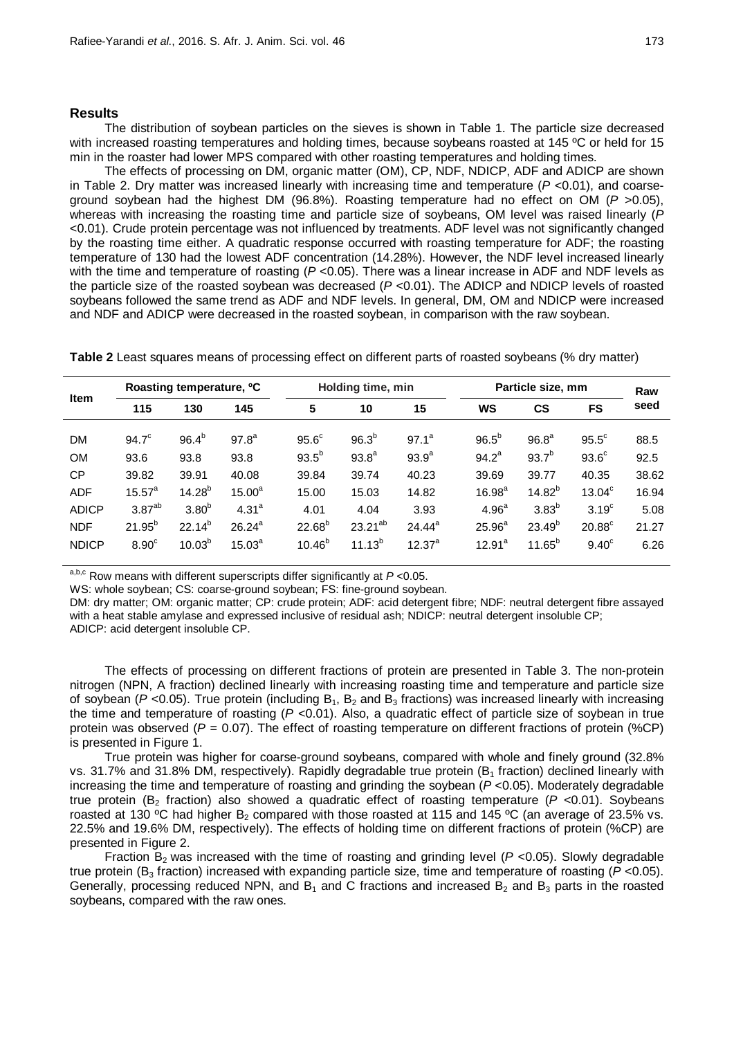## Results

The distribution of soybean particles on the sieves is shown in Table 1. The particle size decreased with increased roasting temperatures and holding times, because soybeans roasted at 145 ºC or held for 15 min in the roaster had lower MPS compared with other roasting temperatures and holding times.

The effects of processing on DM, organic matter (OM), CP, NDF, NDICP, ADF and ADICP are shown in Table 2. Dry matter was increased linearly with increasing time and temperature ($P$ <0.01), and coarse-ground soybean had the highest DM (96.8%). Roasting temperature had no effect on OM ($P$ >0.05), whereas with increasing the roasting time and particle size of soybeans, OM level was raised linearly ($P$ <0.01). Crude protein percentage was not influenced by treatments. ADF level was not significantly changed by the roasting time either. A quadratic response occurred with roasting temperature for ADF; the roasting temperature of 130 had the lowest ADF concentration (14.28%). However, the NDF level increased linearly with the time and temperature of roasting ($P$ <0.05). There was a linear increase in ADF and NDF levels as the particle size of the roasted soybean was decreased ($P$ <0.01). The ADICP and NDICP levels of roasted soybeans followed the same trend as ADF and NDF levels. In general, DM, OM and NDICP were increased and NDF and ADICP were decreased in the roasted soybean, in comparison with the raw soybean.

**Table 2** Least squares means of processing effect on different parts of roasted soybeans (% dry matter)

| Item | Roasting temperature, ºC | | | Holding time, min | | | Particle size, mm | | | Raw seed |
|---|---|---|---|---|---|---|---|---|---|---|
| | 115 | 130 | 145 | 5 | 10 | 15 | WS | CS | FS | |
| DM | $94.7^{c}$ | $96.4^{b}$ | $97.8^{a}$ | $95.6^{c}$ | $96.3^{b}$ | $97.1^{a}$ | $96.5^{b}$ | $96.8^{a}$ | $95.5^{c}$ | 88.5 |
| OM | 93.6 | 93.8 | 93.8 | $93.5^{b}$ | $93.8^{a}$ | $93.9^{a}$ | $94.2^{a}$ | $93.7^{b}$ | $93.6^{c}$ | 92.5 |
| CP | 39.82 | 39.91 | 40.08 | 39.84 | 39.74 | 40.23 | 39.69 | 39.77 | 40.35 | 38.62 |
| ADF | $15.57^{a}$ | $14.28^{b}$ | $15.00^{a}$ | 15.00 | 15.03 | 14.82 | $16.98^{a}$ | $14.82^{b}$ | $13.04^{c}$ | 16.94 |
| ADICP | $3.87^{ab}$ | $3.80^{b}$ | $4.31^{a}$ | 4.01 | 4.04 | 3.93 | $4.96^{a}$ | $3.83^{b}$ | $3.19^{c}$ | 5.08 |
| NDF | $21.95^{b}$ | $22.14^{b}$ | $26.24^{a}$ | $22.68^{b}$ | $23.21^{ab}$ | $24.44^{a}$ | $25.96^{a}$ | $23.49^{b}$ | $20.88^{c}$ | 21.27 |
| NDICP | $8.90^{c}$ | $10.03^{b}$ | $15.03^{a}$ | $10.46^{b}$ | $11.13^{b}$ | $12.37^{a}$ | $12.91^{a}$ | $11.65^{b}$ | $9.40^{c}$ | 6.26 |

[a,b,c] Row means with different superscripts differ significantly at $P$ <0.05.
WS: whole soybean; CS: coarse-ground soybean; FS: fine-ground soybean.
DM: dry matter; OM: organic matter; CP: crude protein; ADF: acid detergent fibre; NDF: neutral detergent fibre assayed with a heat stable amylase and expressed inclusive of residual ash; NDICP: neutral detergent insoluble CP; ADICP: acid detergent insoluble CP.

The effects of processing on different fractions of protein are presented in Table 3. The non-protein nitrogen (NPN, A fraction) declined linearly with increasing roasting time and temperature and particle size of soybean ($P$ <0.05). True protein (including $B_1$, $B_2$ and $B_3$ fractions) was increased linearly with increasing the time and temperature of roasting ($P$ <0.01). Also, a quadratic effect of particle size of soybean in true protein was observed ($P$ = 0.07). The effect of roasting temperature on different fractions of protein (%CP) is presented in Figure 1.

True protein was higher for coarse-ground soybeans, compared with whole and finely ground (32.8% vs. 31.7% and 31.8% DM, respectively). Rapidly degradable true protein ($B_1$ fraction) declined linearly with increasing the time and temperature of roasting and grinding the soybean ($P$ <0.05). Moderately degradable true protein ($B_2$ fraction) also showed a quadratic effect of roasting temperature ($P$ <0.01). Soybeans roasted at 130 ºC had higher $B_2$ compared with those roasted at 115 and 145 ºC (an average of 23.5% vs. 22.5% and 19.6% DM, respectively). The effects of holding time on different fractions of protein (%CP) are presented in Figure 2.

Fraction $B_2$ was increased with the time of roasting and grinding level ($P$ <0.05). Slowly degradable true protein ($B_3$ fraction) increased with expanding particle size, time and temperature of roasting ($P$ <0.05). Generally, processing reduced NPN, and $B_1$ and C fractions and increased $B_2$ and $B_3$ parts in the roasted soybeans, compared with the raw ones.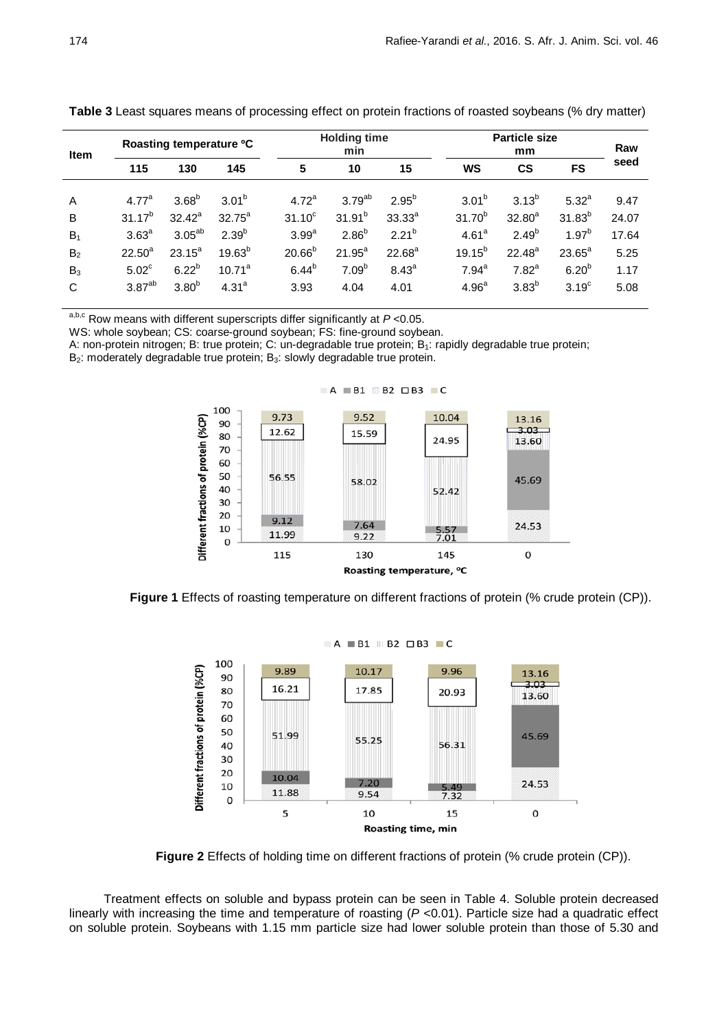**Table 3** Least squares means of processing effect on protein fractions of roasted soybeans (% dry matter)

| Item | Roasting temperature °C | | | Holding time min | | | Particle size mm | | | Raw seed |
|---|---|---|---|---|---|---|---|---|---|---|
| | 115 | 130 | 145 | 5 | 10 | 15 | WS | CS | FS | |
| A | 4.77[a] | 3.68[b] | 3.01[b] | 4.72[a] | 3.79[ab] | 2.95[b] | 3.01[b] | 3.13[b] | 5.32[a] | 9.47 |
| B | 31.17[b] | 32.42[a] | 32.75[a] | 31.10[c] | 31.91[b] | 33.33[a] | 31.70[b] | 32.80[a] | 31.83[b] | 24.07 |
| $B_1$ | 3.63[a] | 3.05[ab] | 2.39[b] | 3.99[a] | 2.86[b] | 2.21[b] | 4.61[a] | 2.49[b] | 1.97[b] | 17.64 |
| $B_2$ | 22.50[a] | 23.15[a] | 19.63[b] | 20.66[b] | 21.95[a] | 22.68[a] | 19.15[b] | 22.48[a] | 23.65[a] | 5.25 |
| $B_3$ | 5.02[c] | 6.22[b] | 10.71[a] | 6.44[b] | 7.09[b] | 8.43[a] | 7.94[a] | 7.82[a] | 6.20[b] | 1.17 |
| C | 3.87[ab] | 3.80[b] | 4.31[a] | 3.93 | 4.04 | 4.01 | 4.96[a] | 3.83[b] | 3.19[c] | 5.08 |

[a,b,c] Row means with different superscripts differ significantly at $P$ <0.05.
WS: whole soybean; CS: coarse-ground soybean; FS: fine-ground soybean.
A: non-protein nitrogen; B: true protein; C: un-degradable true protein; $B_1$: rapidly degradable true protein; $B_2$: moderately degradable true protein; $B_3$: slowly degradable true protein.

**Figure 1** Effects of roasting temperature on different fractions of protein (% crude protein (CP)).

**Figure 2** Effects of holding time on different fractions of protein (% crude protein (CP)).

Treatment effects on soluble and bypass protein can be seen in Table 4. Soluble protein decreased linearly with increasing the time and temperature of roasting ($P$ <0.01). Particle size had a quadratic effect on soluble protein. Soybeans with 1.15 mm particle size had lower soluble protein than those of 5.30 and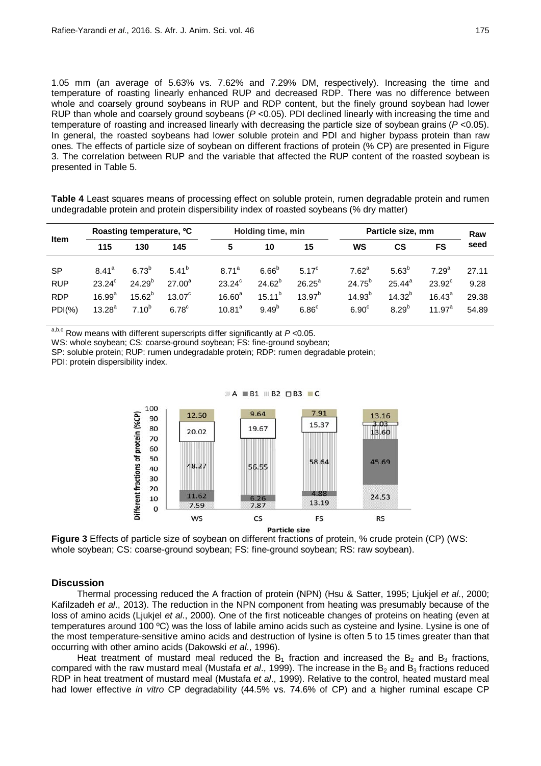1.05 mm (an average of 5.63% vs. 7.62% and 7.29% DM, respectively). Increasing the time and temperature of roasting linearly enhanced RUP and decreased RDP. There was no difference between whole and coarsely ground soybeans in RUP and RDP content, but the finely ground soybean had lower RUP than whole and coarsely ground soybeans ($P$ <0.05). PDI declined linearly with increasing the time and temperature of roasting and increased linearly with decreasing the particle size of soybean grains ($P$ <0.05). In general, the roasted soybeans had lower soluble protein and PDI and higher bypass protein than raw ones. The effects of particle size of soybean on different fractions of protein (% CP) are presented in Figure 3. The correlation between RUP and the variable that affected the RUP content of the roasted soybean is presented in Table 5.

**Table 4** Least squares means of processing effect on soluble protein, rumen degradable protein and rumen undegradable protein and protein dispersibility index of roasted soybeans (% dry matter)

| Item | Roasting temperature, ºC | | | Holding time, min | | | Particle size, mm | | | Raw seed |
|---|---|---|---|---|---|---|---|---|---|---|
| | 115 | 130 | 145 | 5 | 10 | 15 | WS | CS | FS | |
| SP | 8.41$^{a}$ | 6.73$^{b}$ | 5.41$^{b}$ | 8.71$^{a}$ | 6.66$^{b}$ | 5.17$^{c}$ | 7.62$^{a}$ | 5.63$^{b}$ | 7.29$^{a}$ | 27.11 |
| RUP | 23.24$^{c}$ | 24.29$^{b}$ | 27.00$^{a}$ | 23.24$^{c}$ | 24.62$^{b}$ | 26.25$^{a}$ | 24.75$^{b}$ | 25.44$^{a}$ | 23.92$^{c}$ | 9.28 |
| RDP | 16.99$^{a}$ | 15.62$^{b}$ | 13.07$^{c}$ | 16.60$^{a}$ | 15.11$^{b}$ | 13.97$^{b}$ | 14.93$^{b}$ | 14.32$^{b}$ | 16.43$^{a}$ | 29.38 |
| PDI(%) | 13.28$^{a}$ | 7.10$^{b}$ | 6.78$^{c}$ | 10.81$^{a}$ | 9.49$^{b}$ | 6.86$^{c}$ | 6.90$^{c}$ | 8.29$^{b}$ | 11.97$^{a}$ | 54.89 |

$^{a,b,c}$ Row means with different superscripts differ significantly at $P$ <0.05.

WS: whole soybean; CS: coarse-ground soybean; FS: fine-ground soybean;

SP: soluble protein; RUP: rumen undegradable protein; RDP: rumen degradable protein;

PDI: protein dispersibility index.

**Figure 3** Effects of particle size of soybean on different fractions of protein, % crude protein (CP) (WS: whole soybean; CS: coarse-ground soybean; FS: fine-ground soybean; RS: raw soybean).

## Discussion

Thermal processing reduced the A fraction of protein (NPN) (Hsu & Satter, 1995; Ljukjel *et al*., 2000; Kafilzadeh *et al*., 2013). The reduction in the NPN component from heating was presumably because of the loss of amino acids (Ljukjel *et al*., 2000). One of the first noticeable changes of proteins on heating (even at temperatures around 100 ºC) was the loss of labile amino acids such as cysteine and lysine. Lysine is one of the most temperature-sensitive amino acids and destruction of lysine is often 5 to 15 times greater than that occurring with other amino acids (Dakowski *et al*., 1996).

Heat treatment of mustard meal reduced the $B_1$ fraction and increased the $B_2$ and $B_3$ fractions, compared with the raw mustard meal (Mustafa *et al*., 1999). The increase in the $B_2$ and $B_3$ fractions reduced RDP in heat treatment of mustard meal (Mustafa *et al*., 1999). Relative to the control, heated mustard meal had lower effective *in vitro* CP degradability (44.5% vs. 74.6% of CP) and a higher ruminal escape CP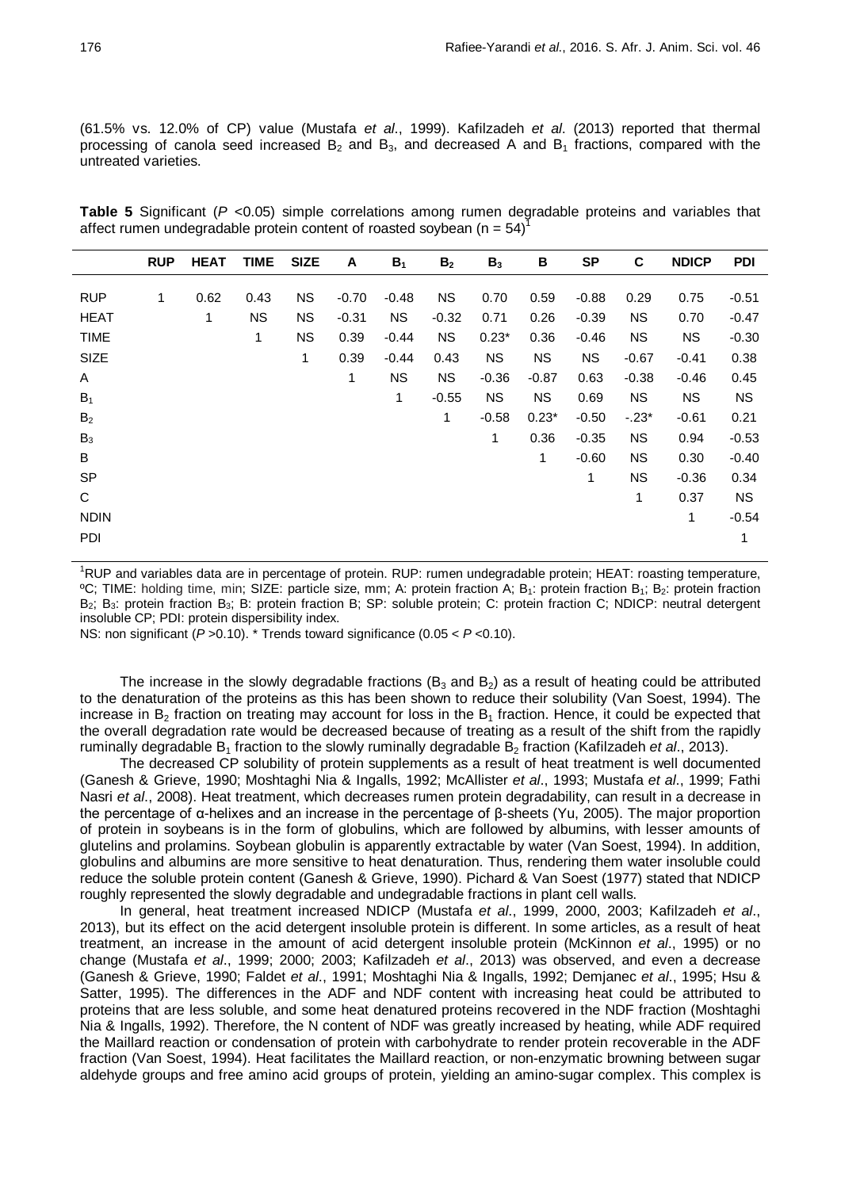(61.5% vs. 12.0% of CP) value (Mustafa *et al*., 1999). Kafilzadeh *et al*. (2013) reported that thermal processing of canola seed increased $B_2$ and $B_3$, and decreased A and $B_1$ fractions, compared with the untreated varieties.

**Table 5** Significant ($P$ <0.05) simple correlations among rumen degradable proteins and variables that affect rumen undegradable protein content of roasted soybean (n = 54)[1]

| | RUP | HEAT | TIME | SIZE | A | $B_1$ | $B_2$ | $B_3$ | B | SP | C | NDICP | PDI |
|---|---|---|---|---|---|---|---|---|---|---|---|---|---|
| RUP | 1 | 0.62 | 0.43 | NS | -0.70 | -0.48 | NS | 0.70 | 0.59 | -0.88 | 0.29 | 0.75 | -0.51 |
| HEAT | | 1 | NS | NS | -0.31 | NS | -0.32 | 0.71 | 0.26 | -0.39 | NS | 0.70 | -0.47 |
| TIME | | | 1 | NS | 0.39 | -0.44 | NS | 0.23* | 0.36 | -0.46 | NS | NS | -0.30 |
| SIZE | | | | 1 | 0.39 | -0.44 | 0.43 | NS | NS | NS | -0.67 | -0.41 | 0.38 |
| A | | | | | 1 | NS | NS | -0.36 | -0.87 | 0.63 | -0.38 | -0.46 | 0.45 |
| $B_1$ | | | | | | 1 | -0.55 | NS | NS | 0.69 | NS | NS | NS |
| $B_2$ | | | | | | | 1 | -0.58 | 0.23* | -0.50 | -.23* | -0.61 | 0.21 |
| $B_3$ | | | | | | | | 1 | 0.36 | -0.35 | NS | 0.94 | -0.53 |
| B | | | | | | | | | 1 | -0.60 | NS | 0.30 | -0.40 |
| SP | | | | | | | | | | 1 | NS | -0.36 | 0.34 |
| C | | | | | | | | | | | 1 | 0.37 | NS |
| NDIN | | | | | | | | | | | | 1 | -0.54 |
| PDI | | | | | | | | | | | | | 1 |

[1]RUP and variables data are in percentage of protein. RUP: rumen undegradable protein; HEAT: roasting temperature, ºC; TIME: holding time, min; SIZE: particle size, mm; A: protein fraction A; $B_1$: protein fraction $B_1$; $B_2$: protein fraction $B_2$; $B_3$: protein fraction $B_3$; B: protein fraction B; SP: soluble protein; C: protein fraction C; NDICP: neutral detergent insoluble CP; PDI: protein dispersibility index.

NS: non significant ($P$ >0.10). * Trends toward significance (0.05 < $P$ <0.10).

The increase in the slowly degradable fractions ($B_3$ and $B_2$) as a result of heating could be attributed to the denaturation of the proteins as this has been shown to reduce their solubility (Van Soest, 1994). The increase in $B_2$ fraction on treating may account for loss in the $B_1$ fraction. Hence, it could be expected that the overall degradation rate would be decreased because of treating as a result of the shift from the rapidly ruminally degradable $B_1$ fraction to the slowly ruminally degradable $B_2$ fraction (Kafilzadeh *et al*., 2013).

The decreased CP solubility of protein supplements as a result of heat treatment is well documented (Ganesh & Grieve, 1990; Moshtaghi Nia & Ingalls, 1992; McAllister *et al*., 1993; Mustafa *et al*., 1999; Fathi Nasri *et al*., 2008). Heat treatment, which decreases rumen protein degradability, can result in a decrease in the percentage of α-helixes and an increase in the percentage of β-sheets (Yu, 2005). The major proportion of protein in soybeans is in the form of globulins, which are followed by albumins, with lesser amounts of glutelins and prolamins. Soybean globulin is apparently extractable by water (Van Soest, 1994). In addition, globulins and albumins are more sensitive to heat denaturation. Thus, rendering them water insoluble could reduce the soluble protein content (Ganesh & Grieve, 1990). Pichard & Van Soest (1977) stated that NDICP roughly represented the slowly degradable and undegradable fractions in plant cell walls.

In general, heat treatment increased NDICP (Mustafa *et al*., 1999, 2000, 2003; Kafilzadeh *et al*., 2013), but its effect on the acid detergent insoluble protein is different. In some articles, as a result of heat treatment, an increase in the amount of acid detergent insoluble protein (McKinnon *et al*., 1995) or no change (Mustafa *et al*., 1999; 2000; 2003; Kafilzadeh *et al*., 2013) was observed, and even a decrease (Ganesh & Grieve, 1990; Faldet *et al*., 1991; Moshtaghi Nia & Ingalls, 1992; Demjanec *et al*., 1995; Hsu & Satter, 1995). The differences in the ADF and NDF content with increasing heat could be attributed to proteins that are less soluble, and some heat denatured proteins recovered in the NDF fraction (Moshtaghi Nia & Ingalls, 1992). Therefore, the N content of NDF was greatly increased by heating, while ADF required the Maillard reaction or condensation of protein with carbohydrate to render protein recoverable in the ADF fraction (Van Soest, 1994). Heat facilitates the Maillard reaction, or non-enzymatic browning between sugar aldehyde groups and free amino acid groups of protein, yielding an amino-sugar complex. This complex is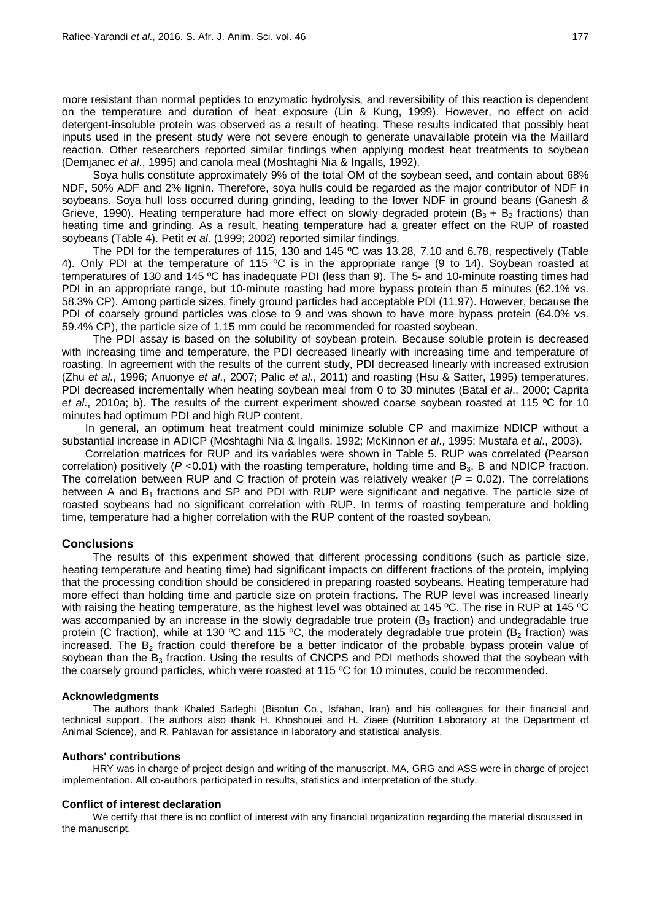more resistant than normal peptides to enzymatic hydrolysis, and reversibility of this reaction is dependent on the temperature and duration of heat exposure (Lin & Kung, 1999). However, no effect on acid detergent-insoluble protein was observed as a result of heating. These results indicated that possibly heat inputs used in the present study were not severe enough to generate unavailable protein via the Maillard reaction. Other researchers reported similar findings when applying modest heat treatments to soybean (Demjanec *et al*., 1995) and canola meal (Moshtaghi Nia & Ingalls, 1992).

Soya hulls constitute approximately 9% of the total OM of the soybean seed, and contain about 68% NDF, 50% ADF and 2% lignin. Therefore, soya hulls could be regarded as the major contributor of NDF in soybeans. Soya hull loss occurred during grinding, leading to the lower NDF in ground beans (Ganesh & Grieve, 1990). Heating temperature had more effect on slowly degraded protein ($B_3$ + $B_2$ fractions) than heating time and grinding. As a result, heating temperature had a greater effect on the RUP of roasted soybeans (Table 4). Petit *et al*. (1999; 2002) reported similar findings.

The PDI for the temperatures of 115, 130 and 145 ºC was 13.28, 7.10 and 6.78, respectively (Table 4). Only PDI at the temperature of 115 ºC is in the appropriate range (9 to 14). Soybean roasted at temperatures of 130 and 145 ºC has inadequate PDI (less than 9). The 5- and 10-minute roasting times had PDI in an appropriate range, but 10-minute roasting had more bypass protein than 5 minutes (62.1% vs. 58.3% CP). Among particle sizes, finely ground particles had acceptable PDI (11.97). However, because the PDI of coarsely ground particles was close to 9 and was shown to have more bypass protein (64.0% vs. 59.4% CP), the particle size of 1.15 mm could be recommended for roasted soybean.

The PDI assay is based on the solubility of soybean protein. Because soluble protein is decreased with increasing time and temperature, the PDI decreased linearly with increasing time and temperature of roasting. In agreement with the results of the current study, PDI decreased linearly with increased extrusion (Zhu *et al*., 1996; Anuonye *et al*., 2007; Palic *et al*., 2011) and roasting (Hsu & Satter, 1995) temperatures. PDI decreased incrementally when heating soybean meal from 0 to 30 minutes (Batal *et al*., 2000; Caprita *et al*., 2010a; b). The results of the current experiment showed coarse soybean roasted at 115 ºC for 10 minutes had optimum PDI and high RUP content.

In general, an optimum heat treatment could minimize soluble CP and maximize NDICP without a substantial increase in ADICP (Moshtaghi Nia & Ingalls, 1992; McKinnon *et al*., 1995; Mustafa *et al*., 2003).

Correlation matrices for RUP and its variables were shown in Table 5. RUP was correlated (Pearson correlation) positively ($P$ <0.01) with the roasting temperature, holding time and $B_3$, B and NDICP fraction. The correlation between RUP and C fraction of protein was relatively weaker ($P$ = 0.02). The correlations between A and $B_1$ fractions and SP and PDI with RUP were significant and negative. The particle size of roasted soybeans had no significant correlation with RUP. In terms of roasting temperature and holding time, temperature had a higher correlation with the RUP content of the roasted soybean.

## Conclusions

The results of this experiment showed that different processing conditions (such as particle size, heating temperature and heating time) had significant impacts on different fractions of the protein, implying that the processing condition should be considered in preparing roasted soybeans. Heating temperature had more effect than holding time and particle size on protein fractions. The RUP level was increased linearly with raising the heating temperature, as the highest level was obtained at 145 ºC. The rise in RUP at 145 ºC was accompanied by an increase in the slowly degradable true protein ($B_3$ fraction) and undegradable true protein (C fraction), while at 130 ºC and 115 ºC, the moderately degradable true protein ($B_2$ fraction) was increased. The $B_2$ fraction could therefore be a better indicator of the probable bypass protein value of soybean than the $B_3$ fraction. Using the results of CNCPS and PDI methods showed that the soybean with the coarsely ground particles, which were roasted at 115 ºC for 10 minutes, could be recommended.

### Acknowledgments

The authors thank Khaled Sadeghi (Bisotun Co., Isfahan, Iran) and his colleagues for their financial and technical support. The authors also thank H. Khoshouei and H. Ziaee (Nutrition Laboratory at the Department of Animal Science), and R. Pahlavan for assistance in laboratory and statistical analysis.

### Authors' contributions

HRY was in charge of project design and writing of the manuscript. MA, GRG and ASS were in charge of project implementation. All co-authors participated in results, statistics and interpretation of the study.

### Conflict of interest declaration

We certify that there is no conflict of interest with any financial organization regarding the material discussed in the manuscript.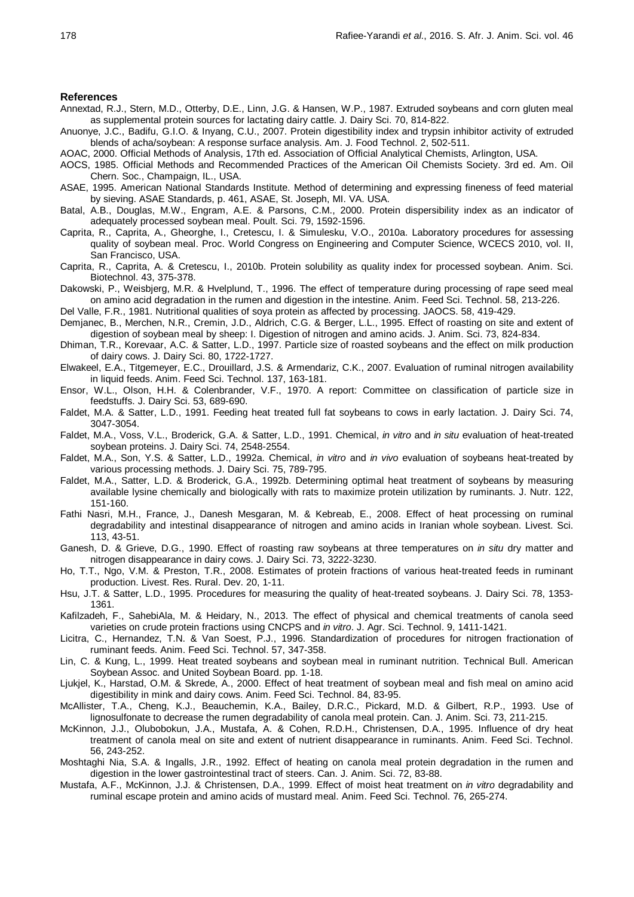## References

Annextad, R.J., Stern, M.D., Otterby, D.E., Linn, J.G. & Hansen, W.P., 1987. Extruded soybeans and corn gluten meal as supplemental protein sources for lactating dairy cattle. J. Dairy Sci. 70, 814-822.

Anuonye, J.C., Badifu, G.I.O. & Inyang, C.U., 2007. Protein digestibility index and trypsin inhibitor activity of extruded blends of acha/soybean: A response surface analysis. Am. J. Food Technol. 2, 502-511.

AOAC, 2000. Official Methods of Analysis, 17th ed. Association of Official Analytical Chemists, Arlington, USA.

AOCS, 1985. Official Methods and Recommended Practices of the American Oil Chemists Society. 3rd ed. Am. Oil Chern. Soc., Champaign, IL., USA.

ASAE, 1995. American National Standards Institute. Method of determining and expressing fineness of feed material by sieving. ASAE Standards, p. 461, ASAE, St. Joseph, MI. VA. USA.

Batal, A.B., Douglas, M.W., Engram, A.E. & Parsons, C.M., 2000. Protein dispersibility index as an indicator of adequately processed soybean meal. Poult. Sci. 79, 1592-1596.

Caprita, R., Caprita, A., Gheorghe, I., Cretescu, I. & Simulesku, V.O., 2010a. Laboratory procedures for assessing quality of soybean meal. Proc. World Congress on Engineering and Computer Science, WCECS 2010, vol. II, San Francisco, USA.

Caprita, R., Caprita, A. & Cretescu, I., 2010b. Protein solubility as quality index for processed soybean. Anim. Sci. Biotechnol. 43, 375-378.

Dakowski, P., Weisbjerg, M.R. & Hvelplund, T., 1996. The effect of temperature during processing of rape seed meal on amino acid degradation in the rumen and digestion in the intestine. Anim. Feed Sci. Technol. 58, 213-226.

Del Valle, F.R., 1981. Nutritional qualities of soya protein as affected by processing. JAOCS. 58, 419-429.

Demjanec, B., Merchen, N.R., Cremin, J.D., Aldrich, C.G. & Berger, L.L., 1995. Effect of roasting on site and extent of digestion of soybean meal by sheep: I. Digestion of nitrogen and amino acids. J. Anim. Sci. 73, 824-834.

Dhiman, T.R., Korevaar, A.C. & Satter, L.D., 1997. Particle size of roasted soybeans and the effect on milk production of dairy cows. J. Dairy Sci. 80, 1722-1727.

Elwakeel, E.A., Titgemeyer, E.C., Drouillard, J.S. & Armendariz, C.K., 2007. Evaluation of ruminal nitrogen availability in liquid feeds. Anim. Feed Sci. Technol. 137, 163-181.

Ensor, W.L., Olson, H.H. & Colenbrander, V.F., 1970. A report: Committee on classification of particle size in feedstuffs. J. Dairy Sci. 53, 689-690.

Faldet, M.A. & Satter, L.D., 1991. Feeding heat treated full fat soybeans to cows in early lactation. J. Dairy Sci. 74, 3047-3054.

Faldet, M.A., Voss, V.L., Broderick, G.A. & Satter, L.D., 1991. Chemical, *in vitro* and *in situ* evaluation of heat-treated soybean proteins. J. Dairy Sci. 74, 2548-2554.

Faldet, M.A., Son, Y.S. & Satter, L.D., 1992a. Chemical, *in vitro* and *in vivo* evaluation of soybeans heat-treated by various processing methods. J. Dairy Sci. 75, 789-795.

Faldet, M.A., Satter, L.D. & Broderick, G.A., 1992b. Determining optimal heat treatment of soybeans by measuring available lysine chemically and biologically with rats to maximize protein utilization by ruminants. J. Nutr. 122, 151-160.

Fathi Nasri, M.H., France, J., Danesh Mesgaran, M. & Kebreab, E., 2008. Effect of heat processing on ruminal degradability and intestinal disappearance of nitrogen and amino acids in Iranian whole soybean. Livest. Sci. 113, 43-51.

Ganesh, D. & Grieve, D.G., 1990. Effect of roasting raw soybeans at three temperatures on *in situ* dry matter and nitrogen disappearance in dairy cows. J. Dairy Sci. 73, 3222-3230.

Ho, T.T., Ngo, V.M. & Preston, T.R., 2008. Estimates of protein fractions of various heat-treated feeds in ruminant production. Livest. Res. Rural. Dev. 20, 1-11.

Hsu, J.T. & Satter, L.D., 1995. Procedures for measuring the quality of heat-treated soybeans. J. Dairy Sci. 78, 1353-1361.

Kafilzadeh, F., SahebiAla, M. & Heidary, N., 2013. The effect of physical and chemical treatments of canola seed varieties on crude protein fractions using CNCPS and *in vitro*. J. Agr. Sci. Technol. 9, 1411-1421.

Licitra, C., Hernandez, T.N. & Van Soest, P.J., 1996. Standardization of procedures for nitrogen fractionation of ruminant feeds. Anim. Feed Sci. Technol. 57, 347-358.

Lin, C. & Kung, L., 1999. Heat treated soybeans and soybean meal in ruminant nutrition. Technical Bull. American Soybean Assoc. and United Soybean Board. pp. 1-18.

Ljukjel, K., Harstad, O.M. & Skrede, A., 2000. Effect of heat treatment of soybean meal and fish meal on amino acid digestibility in mink and dairy cows. Anim. Feed Sci. Technol. 84, 83-95.

McAllister, T.A., Cheng, K.J., Beauchemin, K.A., Bailey, D.R.C., Pickard, M.D. & Gilbert, R.P., 1993. Use of lignosulfonate to decrease the rumen degradability of canola meal protein. Can. J. Anim. Sci. 73, 211-215.

McKinnon, J.J., Olubobokun, J.A., Mustafa, A. & Cohen, R.D.H., Christensen, D.A., 1995. Influence of dry heat treatment of canola meal on site and extent of nutrient disappearance in ruminants. Anim. Feed Sci. Technol. 56, 243-252.

Moshtaghi Nia, S.A. & Ingalls, J.R., 1992. Effect of heating on canola meal protein degradation in the rumen and digestion in the lower gastrointestinal tract of steers. Can. J. Anim. Sci. 72, 83-88.

Mustafa, A.F., McKinnon, J.J. & Christensen, D.A., 1999. Effect of moist heat treatment on *in vitro* degradability and ruminal escape protein and amino acids of mustard meal. Anim. Feed Sci. Technol. 76, 265-274.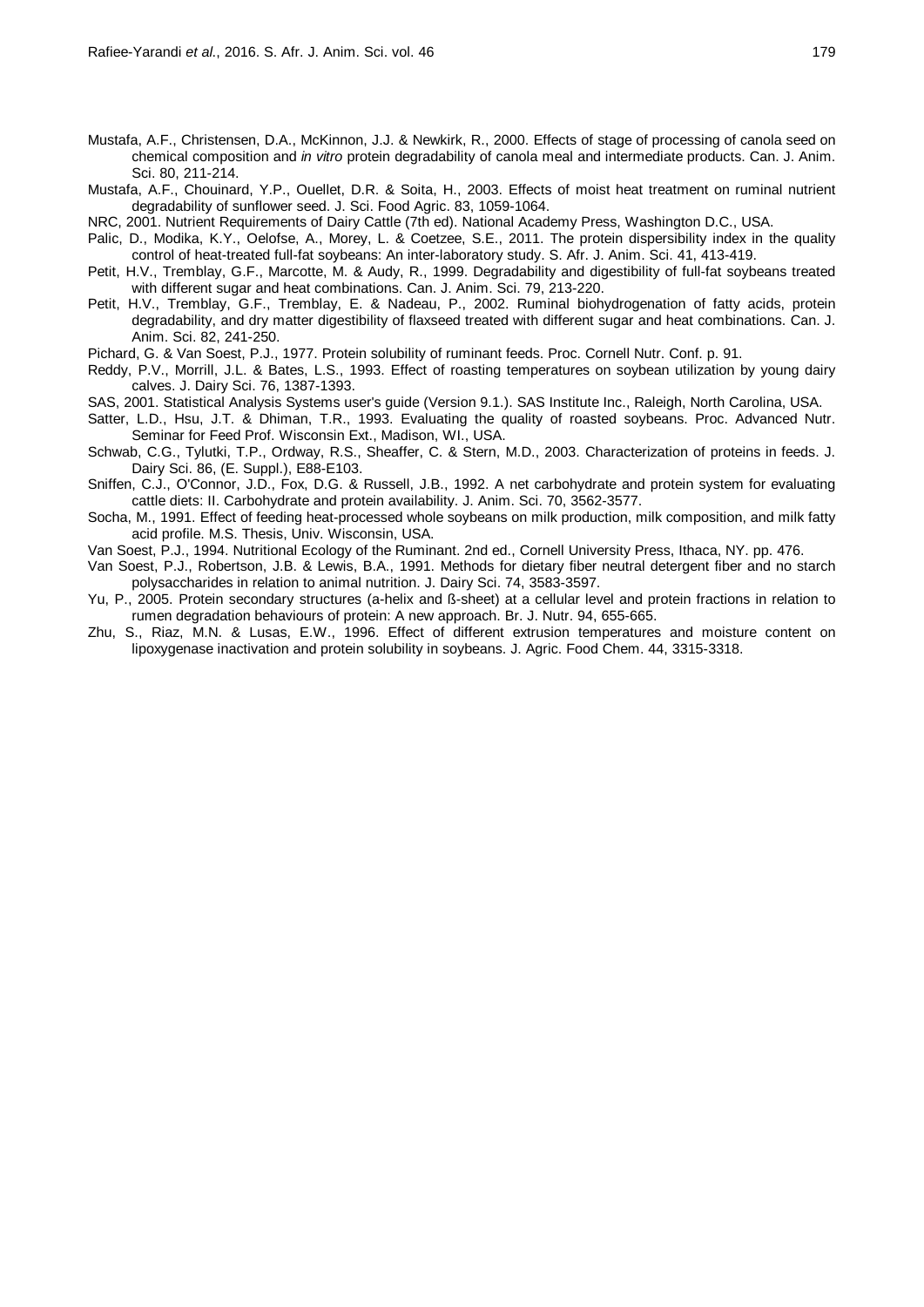Mustafa, A.F., Christensen, D.A., McKinnon, J.J. & Newkirk, R., 2000. Effects of stage of processing of canola seed on chemical composition and *in vitro* protein degradability of canola meal and intermediate products. Can. J. Anim. Sci. 80, 211-214.

Mustafa, A.F., Chouinard, Y.P., Ouellet, D.R. & Soita, H., 2003. Effects of moist heat treatment on ruminal nutrient degradability of sunflower seed. J. Sci. Food Agric. 83, 1059-1064.

NRC, 2001. Nutrient Requirements of Dairy Cattle (7th ed). National Academy Press, Washington D.C., USA.

Palic, D., Modika, K.Y., Oelofse, A., Morey, L. & Coetzee, S.E., 2011. The protein dispersibility index in the quality control of heat-treated full-fat soybeans: An inter-laboratory study. S. Afr. J. Anim. Sci. 41, 413-419.

Petit, H.V., Tremblay, G.F., Marcotte, M. & Audy, R., 1999. Degradability and digestibility of full-fat soybeans treated with different sugar and heat combinations. Can. J. Anim. Sci. 79, 213-220.

Petit, H.V., Tremblay, G.F., Tremblay, E. & Nadeau, P., 2002. Ruminal biohydrogenation of fatty acids, protein degradability, and dry matter digestibility of flaxseed treated with different sugar and heat combinations. Can. J. Anim. Sci. 82, 241-250.

Pichard, G. & Van Soest, P.J., 1977. Protein solubility of ruminant feeds. Proc. Cornell Nutr. Conf. p. 91.

Reddy, P.V., Morrill, J.L. & Bates, L.S., 1993. Effect of roasting temperatures on soybean utilization by young dairy calves. J. Dairy Sci. 76, 1387-1393.

SAS, 2001. Statistical Analysis Systems user's guide (Version 9.1.). SAS Institute Inc., Raleigh, North Carolina, USA.

Satter, L.D., Hsu, J.T. & Dhiman, T.R., 1993. Evaluating the quality of roasted soybeans. Proc. Advanced Nutr. Seminar for Feed Prof. Wisconsin Ext., Madison, WI., USA.

Schwab, C.G., Tylutki, T.P., Ordway, R.S., Sheaffer, C. & Stern, M.D., 2003. Characterization of proteins in feeds. J. Dairy Sci. 86, (E. Suppl.), E88-E103.

Sniffen, C.J., O'Connor, J.D., Fox, D.G. & Russell, J.B., 1992. A net carbohydrate and protein system for evaluating cattle diets: II. Carbohydrate and protein availability. J. Anim. Sci. 70, 3562-3577.

Socha, M., 1991. Effect of feeding heat-processed whole soybeans on milk production, milk composition, and milk fatty acid profile. M.S. Thesis, Univ. Wisconsin, USA.

Van Soest, P.J., 1994. Nutritional Ecology of the Ruminant. 2nd ed., Cornell University Press, Ithaca, NY. pp. 476.

Van Soest, P.J., Robertson, J.B. & Lewis, B.A., 1991. Methods for dietary fiber neutral detergent fiber and no starch polysaccharides in relation to animal nutrition. J. Dairy Sci. 74, 3583-3597.

Yu, P., 2005. Protein secondary structures (a-helix and ß-sheet) at a cellular level and protein fractions in relation to rumen degradation behaviours of protein: A new approach. Br. J. Nutr. 94, 655-665.

Zhu, S., Riaz, M.N. & Lusas, E.W., 1996. Effect of different extrusion temperatures and moisture content on lipoxygenase inactivation and protein solubility in soybeans. J. Agric. Food Chem. 44, 3315-3318.